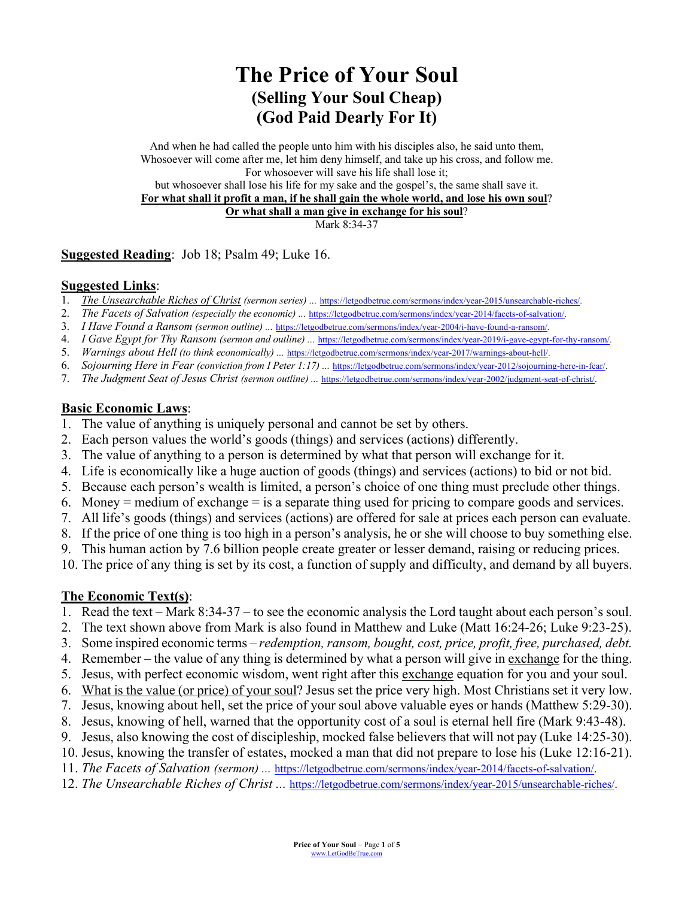# The Price of Your Soul
## (Selling Your Soul Cheap)
## (God Paid Dearly For It)

And when he had called the people unto him with his disciples also, he said unto them,
Whosoever will come after me, let him deny himself, and take up his cross, and follow me.
For whosoever will save his life shall lose it;
but whosoever shall lose his life for my sake and the gospel's, the same shall save it.
**For what shall it profit a man, if he shall gain the whole world, and lose his own soul**?
**Or what shall a man give in exchange for his soul**?
Mark 8:34-37

**Suggested Reading**: Job 18; Psalm 49; Luke 16.

**Suggested Links**:

1. *The Unsearchable Riches of Christ* *(sermon series)* … https://letgodbetrue.com/sermons/index/year-2015/unsearchable-riches/.
2. *The Facets of Salvation (especially the economic)* … https://letgodbetrue.com/sermons/index/year-2014/facets-of-salvation/.
3. *I Have Found a Ransom (sermon outline)* … https://letgodbetrue.com/sermons/index/year-2004/i-have-found-a-ransom/.
4. *I Gave Egypt for Thy Ransom (sermon and outline)* … https://letgodbetrue.com/sermons/index/year-2019/i-gave-egypt-for-thy-ransom/.
5. *Warnings about Hell (to think economically)* … https://letgodbetrue.com/sermons/index/year-2017/warnings-about-hell/.
6. *Sojourning Here in Fear (conviction from I Peter 1:17)* … https://letgodbetrue.com/sermons/index/year-2012/sojourning-here-in-fear/.
7. *The Judgment Seat of Jesus Christ (sermon outline)* … https://letgodbetrue.com/sermons/index/year-2002/judgment-seat-of-christ/.

**Basic Economic Laws**:

1. The value of anything is uniquely personal and cannot be set by others.
2. Each person values the world's goods (things) and services (actions) differently.
3. The value of anything to a person is determined by what that person will exchange for it.
4. Life is economically like a huge auction of goods (things) and services (actions) to bid or not bid.
5. Because each person's wealth is limited, a person's choice of one thing must preclude other things.
6. Money = medium of exchange = is a separate thing used for pricing to compare goods and services.
7. All life's goods (things) and services (actions) are offered for sale at prices each person can evaluate.
8. If the price of one thing is too high in a person's analysis, he or she will choose to buy something else.
9. This human action by 7.6 billion people create greater or lesser demand, raising or reducing prices.
10. The price of any thing is set by its cost, a function of supply and difficulty, and demand by all buyers.

**The Economic Text(s)**:

1. Read the text – Mark 8:34-37 – to see the economic analysis the Lord taught about each person's soul.
2. The text shown above from Mark is also found in Matthew and Luke (Matt 16:24-26; Luke 9:23-25).
3. Some inspired economic terms – *redemption, ransom, bought, cost, price, profit, free, purchased, debt.*
4. Remember – the value of any thing is determined by what a person will give in exchange for the thing.
5. Jesus, with perfect economic wisdom, went right after this exchange equation for you and your soul.
6. What is the value (or price) of your soul? Jesus set the price very high. Most Christians set it very low.
7. Jesus, knowing about hell, set the price of your soul above valuable eyes or hands (Matthew 5:29-30).
8. Jesus, knowing of hell, warned that the opportunity cost of a soul is eternal hell fire (Mark 9:43-48).
9. Jesus, also knowing the cost of discipleship, mocked false believers that will not pay (Luke 14:25-30).
10. Jesus, knowing the transfer of estates, mocked a man that did not prepare to lose his (Luke 12:16-21).
11. *The Facets of Salvation (sermon)* … https://letgodbetrue.com/sermons/index/year-2014/facets-of-salvation/.
12. *The Unsearchable Riches of Christ* … https://letgodbetrue.com/sermons/index/year-2015/unsearchable-riches/.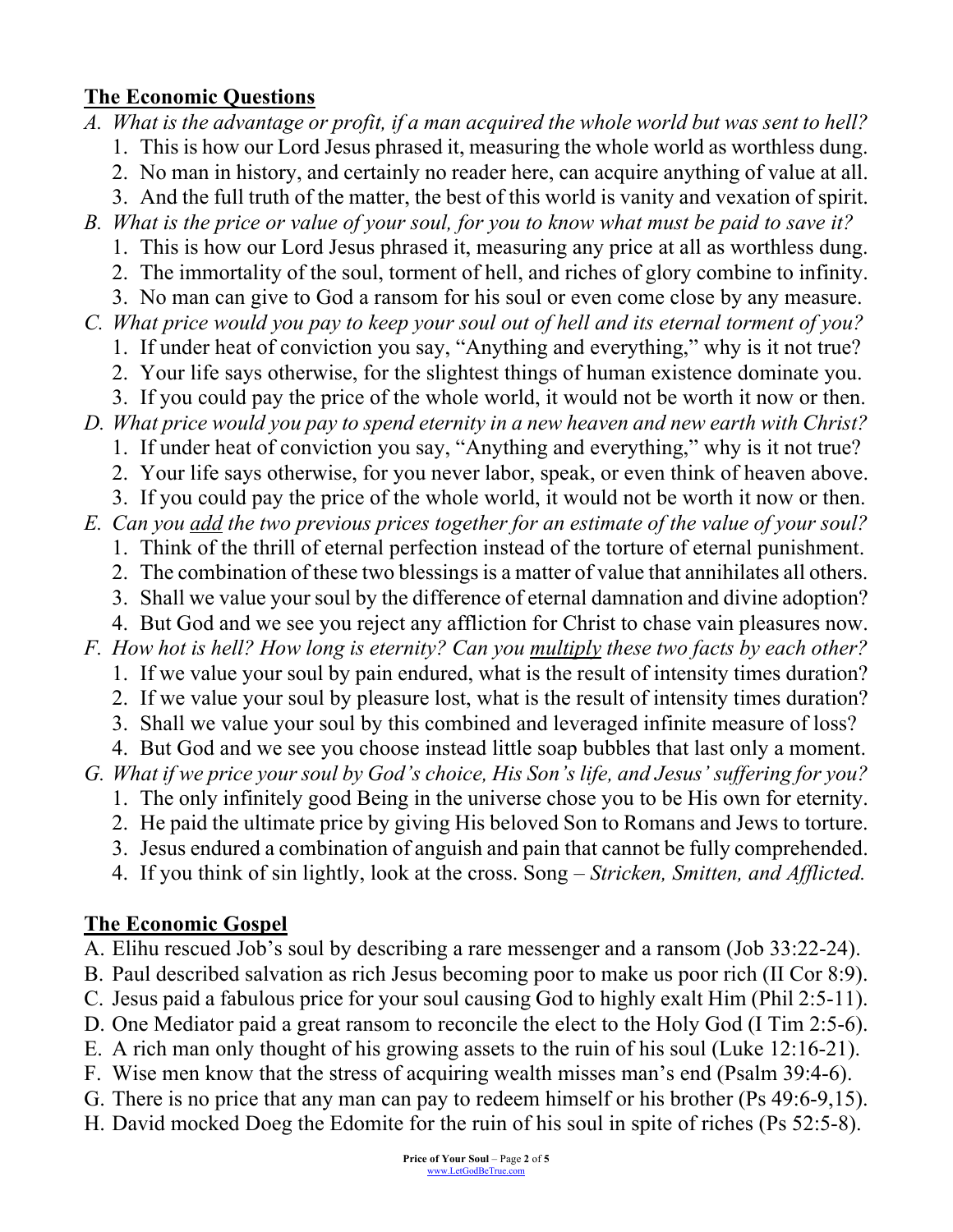## The Economic Questions

*A. What is the advantage or profit, if a man acquired the whole world but was sent to hell?*

1. This is how our Lord Jesus phrased it, measuring the whole world as worthless dung.
2. No man in history, and certainly no reader here, can acquire anything of value at all.
3. And the full truth of the matter, the best of this world is vanity and vexation of spirit.

*B. What is the price or value of your soul, for you to know what must be paid to save it?*

1. This is how our Lord Jesus phrased it, measuring any price at all as worthless dung.
2. The immortality of the soul, torment of hell, and riches of glory combine to infinity.
3. No man can give to God a ransom for his soul or even come close by any measure.

*C. What price would you pay to keep your soul out of hell and its eternal torment of you?*

1. If under heat of conviction you say, "Anything and everything," why is it not true?
2. Your life says otherwise, for the slightest things of human existence dominate you.
3. If you could pay the price of the whole world, it would not be worth it now or then.

*D. What price would you pay to spend eternity in a new heaven and new earth with Christ?*

1. If under heat of conviction you say, "Anything and everything," why is it not true?
2. Your life says otherwise, for you never labor, speak, or even think of heaven above.
3. If you could pay the price of the whole world, it would not be worth it now or then.

*E. Can you <u>add</u> the two previous prices together for an estimate of the value of your soul?*

1. Think of the thrill of eternal perfection instead of the torture of eternal punishment.
2. The combination of these two blessings is a matter of value that annihilates all others.
3. Shall we value your soul by the difference of eternal damnation and divine adoption?
4. But God and we see you reject any affliction for Christ to chase vain pleasures now.

*F. How hot is hell? How long is eternity? Can you <u>multiply</u> these two facts by each other?*

1. If we value your soul by pain endured, what is the result of intensity times duration?
2. If we value your soul by pleasure lost, what is the result of intensity times duration?
3. Shall we value your soul by this combined and leveraged infinite measure of loss?
4. But God and we see you choose instead little soap bubbles that last only a moment.

*G. What if we price your soul by God's choice, His Son's life, and Jesus' suffering for you?*

1. The only infinitely good Being in the universe chose you to be His own for eternity.
2. He paid the ultimate price by giving His beloved Son to Romans and Jews to torture.
3. Jesus endured a combination of anguish and pain that cannot be fully comprehended.
4. If you think of sin lightly, look at the cross. Song – *Stricken, Smitten, and Afflicted.*

## The Economic Gospel

A. Elihu rescued Job's soul by describing a rare messenger and a ransom (Job 33:22-24).
B. Paul described salvation as rich Jesus becoming poor to make us poor rich (II Cor 8:9).
C. Jesus paid a fabulous price for your soul causing God to highly exalt Him (Phil 2:5-11).
D. One Mediator paid a great ransom to reconcile the elect to the Holy God (I Tim 2:5-6).
E. A rich man only thought of his growing assets to the ruin of his soul (Luke 12:16-21).
F. Wise men know that the stress of acquiring wealth misses man's end (Psalm 39:4-6).
G. There is no price that any man can pay to redeem himself or his brother (Ps 49:6-9,15).
H. David mocked Doeg the Edomite for the ruin of his soul in spite of riches (Ps 52:5-8).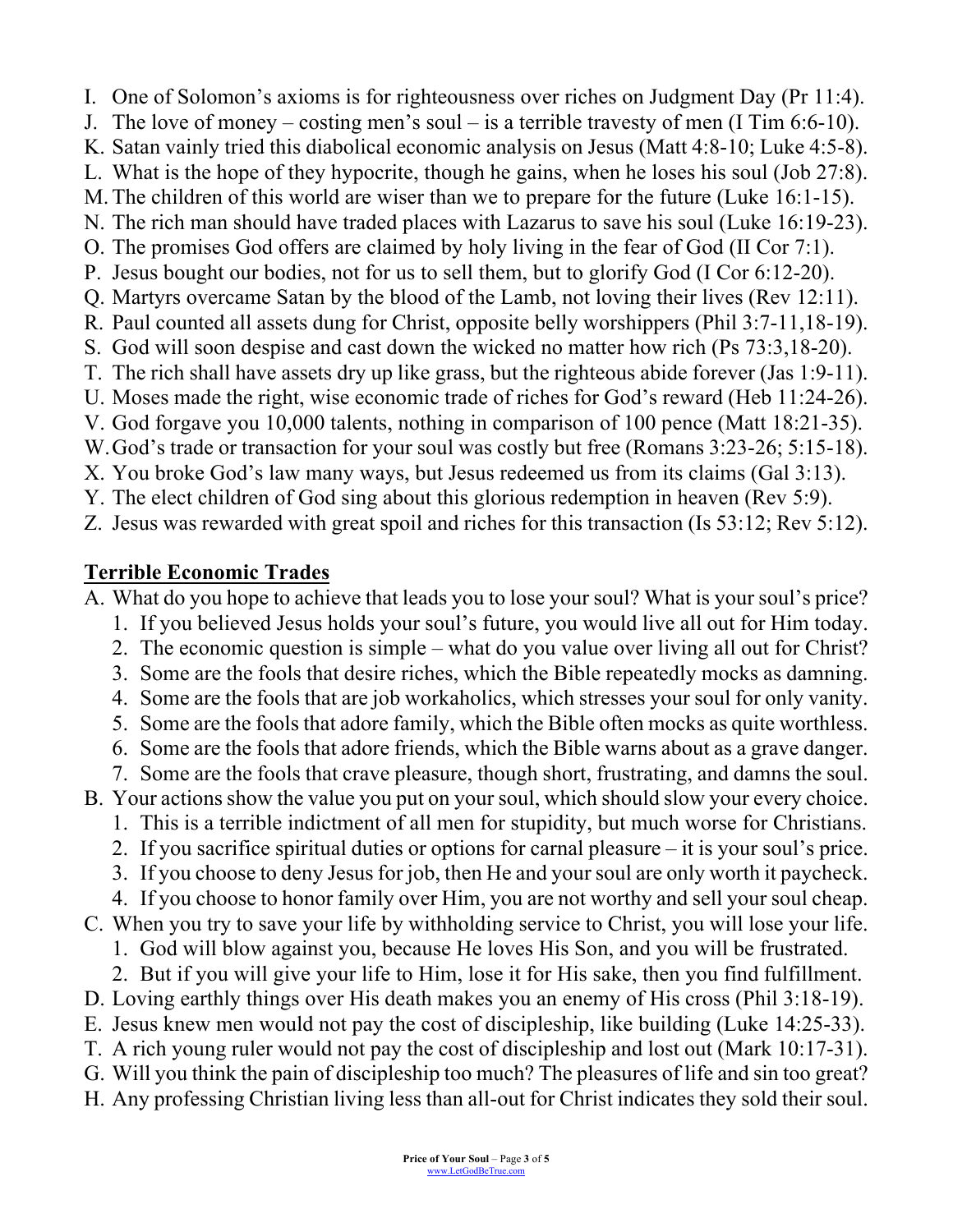I. One of Solomon's axioms is for righteousness over riches on Judgment Day (Pr 11:4).
J. The love of money – costing men's soul – is a terrible travesty of men (I Tim 6:6-10).
K. Satan vainly tried this diabolical economic analysis on Jesus (Matt 4:8-10; Luke 4:5-8).
L. What is the hope of they hypocrite, though he gains, when he loses his soul (Job 27:8).
M. The children of this world are wiser than we to prepare for the future (Luke 16:1-15).
N. The rich man should have traded places with Lazarus to save his soul (Luke 16:19-23).
O. The promises God offers are claimed by holy living in the fear of God (II Cor 7:1).
P. Jesus bought our bodies, not for us to sell them, but to glorify God (I Cor 6:12-20).
Q. Martyrs overcame Satan by the blood of the Lamb, not loving their lives (Rev 12:11).
R. Paul counted all assets dung for Christ, opposite belly worshippers (Phil 3:7-11,18-19).
S. God will soon despise and cast down the wicked no matter how rich (Ps 73:3,18-20).
T. The rich shall have assets dry up like grass, but the righteous abide forever (Jas 1:9-11).
U. Moses made the right, wise economic trade of riches for God's reward (Heb 11:24-26).
V. God forgave you 10,000 talents, nothing in comparison of 100 pence (Matt 18:21-35).
W. God's trade or transaction for your soul was costly but free (Romans 3:23-26; 5:15-18).
X. You broke God's law many ways, but Jesus redeemed us from its claims (Gal 3:13).
Y. The elect children of God sing about this glorious redemption in heaven (Rev 5:9).
Z. Jesus was rewarded with great spoil and riches for this transaction (Is 53:12; Rev 5:12).

## Terrible Economic Trades

A. What do you hope to achieve that leads you to lose your soul? What is your soul's price?
   1. If you believed Jesus holds your soul's future, you would live all out for Him today.
   2. The economic question is simple – what do you value over living all out for Christ?
   3. Some are the fools that desire riches, which the Bible repeatedly mocks as damning.
   4. Some are the fools that are job workaholics, which stresses your soul for only vanity.
   5. Some are the fools that adore family, which the Bible often mocks as quite worthless.
   6. Some are the fools that adore friends, which the Bible warns about as a grave danger.
   7. Some are the fools that crave pleasure, though short, frustrating, and damns the soul.
B. Your actions show the value you put on your soul, which should slow your every choice.
   1. This is a terrible indictment of all men for stupidity, but much worse for Christians.
   2. If you sacrifice spiritual duties or options for carnal pleasure – it is your soul's price.
   3. If you choose to deny Jesus for job, then He and your soul are only worth it paycheck.
   4. If you choose to honor family over Him, you are not worthy and sell your soul cheap.
C. When you try to save your life by withholding service to Christ, you will lose your life.
   1. God will blow against you, because He loves His Son, and you will be frustrated.
   2. But if you will give your life to Him, lose it for His sake, then you find fulfillment.
D. Loving earthly things over His death makes you an enemy of His cross (Phil 3:18-19).
E. Jesus knew men would not pay the cost of discipleship, like building (Luke 14:25-33).
T. A rich young ruler would not pay the cost of discipleship and lost out (Mark 10:17-31).
G. Will you think the pain of discipleship too much? The pleasures of life and sin too great?
H. Any professing Christian living less than all-out for Christ indicates they sold their soul.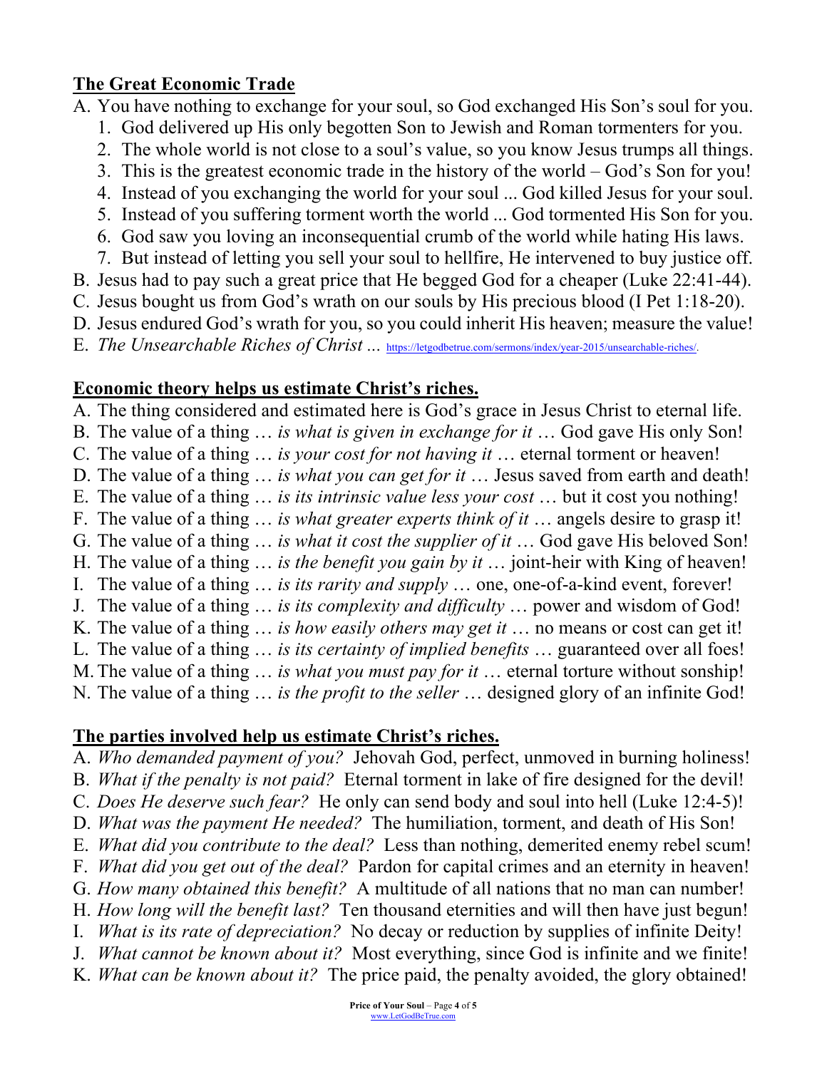## The Great Economic Trade

A. You have nothing to exchange for your soul, so God exchanged His Son's soul for you.
   1. God delivered up His only begotten Son to Jewish and Roman tormenters for you.
   2. The whole world is not close to a soul's value, so you know Jesus trumps all things.
   3. This is the greatest economic trade in the history of the world – God's Son for you!
   4. Instead of you exchanging the world for your soul ... God killed Jesus for your soul.
   5. Instead of you suffering torment worth the world ... God tormented His Son for you.
   6. God saw you loving an inconsequential crumb of the world while hating His laws.
   7. But instead of letting you sell your soul to hellfire, He intervened to buy justice off.

B. Jesus had to pay such a great price that He begged God for a cheaper (Luke 22:41-44).

C. Jesus bought us from God's wrath on our souls by His precious blood (I Pet 1:18-20).

D. Jesus endured God's wrath for you, so you could inherit His heaven; measure the value!

E. *The Unsearchable Riches of Christ* ... https://letgodbetrue.com/sermons/index/year-2015/unsearchable-riches/.

## Economic theory helps us estimate Christ's riches.

A. The thing considered and estimated here is God's grace in Jesus Christ to eternal life.

B. The value of a thing … *is what is given in exchange for it* … God gave His only Son!

C. The value of a thing … *is your cost for not having it* … eternal torment or heaven!

D. The value of a thing … *is what you can get for it* … Jesus saved from earth and death!

E. The value of a thing … *is its intrinsic value less your cost* … but it cost you nothing!

F. The value of a thing … *is what greater experts think of it* … angels desire to grasp it!

G. The value of a thing … *is what it cost the supplier of it* … God gave His beloved Son!

H. The value of a thing … *is the benefit you gain by it* … joint-heir with King of heaven!

I. The value of a thing … *is its rarity and supply* … one, one-of-a-kind event, forever!

J. The value of a thing … *is its complexity and difficulty* … power and wisdom of God!

K. The value of a thing … *is how easily others may get it* … no means or cost can get it!

L. The value of a thing … *is its certainty of implied benefits* … guaranteed over all foes!

M. The value of a thing … *is what you must pay for it* … eternal torture without sonship!

N. The value of a thing … *is the profit to the seller* … designed glory of an infinite God!

## The parties involved help us estimate Christ's riches.

A. *Who demanded payment of you?* Jehovah God, perfect, unmoved in burning holiness!

B. *What if the penalty is not paid?* Eternal torment in lake of fire designed for the devil!

C. *Does He deserve such fear?* He only can send body and soul into hell (Luke 12:4-5)!

D. *What was the payment He needed?* The humiliation, torment, and death of His Son!

E. *What did you contribute to the deal?* Less than nothing, demerited enemy rebel scum!

F. *What did you get out of the deal?* Pardon for capital crimes and an eternity in heaven!

G. *How many obtained this benefit?* A multitude of all nations that no man can number!

H. *How long will the benefit last?* Ten thousand eternities and will then have just begun!

I. *What is its rate of depreciation?* No decay or reduction by supplies of infinite Deity!

J. *What cannot be known about it?* Most everything, since God is infinite and we finite!

K. *What can be known about it?* The price paid, the penalty avoided, the glory obtained!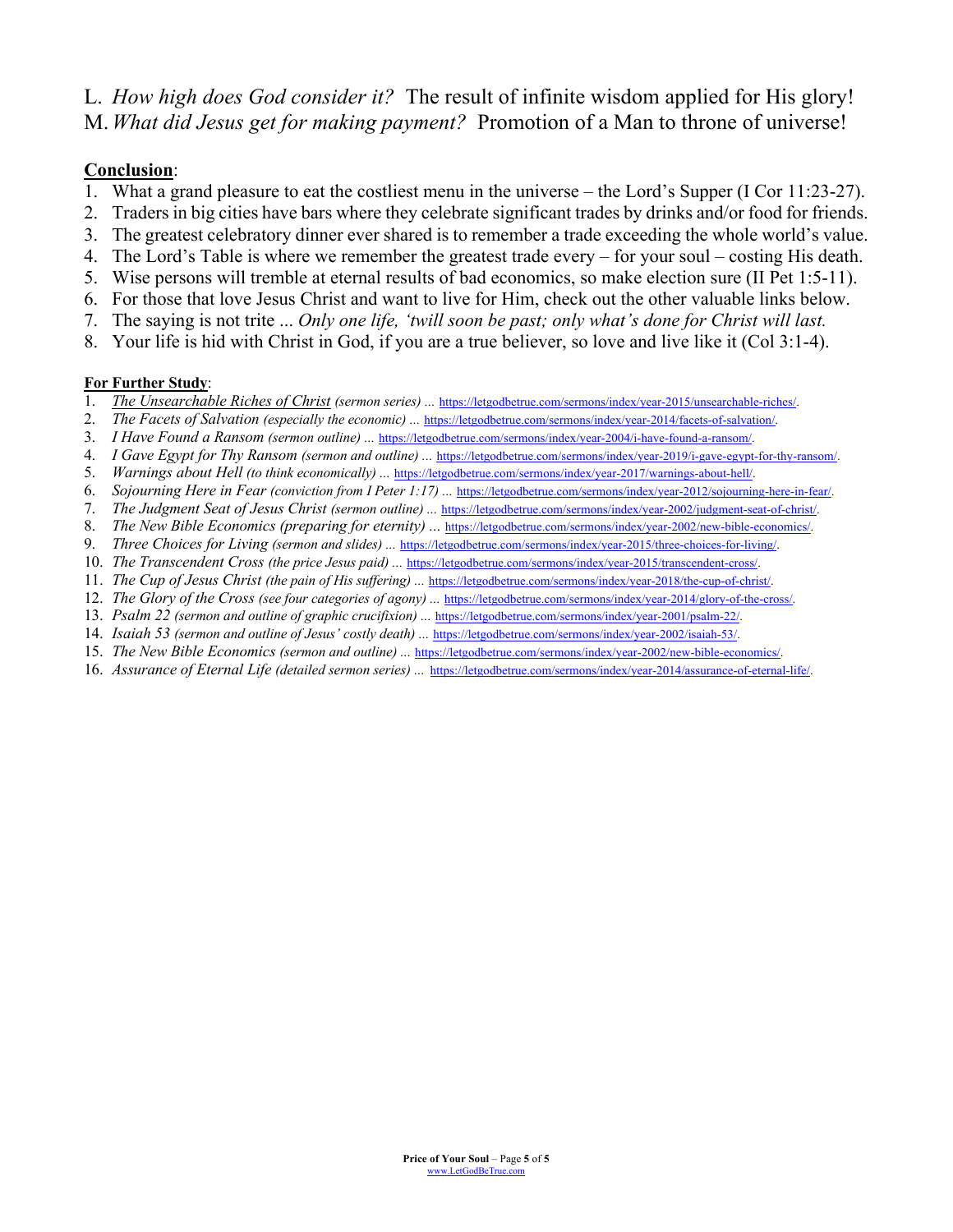L. *How high does God consider it?* The result of infinite wisdom applied for His glory!
M. *What did Jesus get for making payment?* Promotion of a Man to throne of universe!

**Conclusion**:

1. What a grand pleasure to eat the costliest menu in the universe – the Lord's Supper (I Cor 11:23-27).
2. Traders in big cities have bars where they celebrate significant trades by drinks and/or food for friends.
3. The greatest celebratory dinner ever shared is to remember a trade exceeding the whole world's value.
4. The Lord's Table is where we remember the greatest trade every – for your soul – costing His death.
5. Wise persons will tremble at eternal results of bad economics, so make election sure (II Pet 1:5-11).
6. For those that love Jesus Christ and want to live for Him, check out the other valuable links below.
7. The saying is not trite ... *Only one life, 'twill soon be past; only what's done for Christ will last.*
8. Your life is hid with Christ in God, if you are a true believer, so love and live like it (Col 3:1-4).

**For Further Study**:

1. *The Unsearchable Riches of Christ (sermon series)* ... https://letgodbetrue.com/sermons/index/year-2015/unsearchable-riches/.
2. *The Facets of Salvation (especially the economic)* ... https://letgodbetrue.com/sermons/index/year-2014/facets-of-salvation/.
3. *I Have Found a Ransom (sermon outline)* ... https://letgodbetrue.com/sermons/index/year-2004/i-have-found-a-ransom/.
4. *I Gave Egypt for Thy Ransom (sermon and outline)* ... https://letgodbetrue.com/sermons/index/year-2019/i-gave-egypt-for-thy-ransom/.
5. *Warnings about Hell (to think economically)* ... https://letgodbetrue.com/sermons/index/year-2017/warnings-about-hell/.
6. *Sojourning Here in Fear (conviction from I Peter 1:17)* ... https://letgodbetrue.com/sermons/index/year-2012/sojourning-here-in-fear/.
7. *The Judgment Seat of Jesus Christ (sermon outline)* ... https://letgodbetrue.com/sermons/index/year-2002/judgment-seat-of-christ/.
8. *The New Bible Economics (preparing for eternity)* ... https://letgodbetrue.com/sermons/index/year-2002/new-bible-economics/.
9. *Three Choices for Living (sermon and slides)* ... https://letgodbetrue.com/sermons/index/year-2015/three-choices-for-living/.
10. *The Transcendent Cross (the price Jesus paid)* ... https://letgodbetrue.com/sermons/index/year-2015/transcendent-cross/.
11. *The Cup of Jesus Christ (the pain of His suffering)* ... https://letgodbetrue.com/sermons/index/year-2018/the-cup-of-christ/.
12. *The Glory of the Cross (see four categories of agony)* ... https://letgodbetrue.com/sermons/index/year-2014/glory-of-the-cross/.
13. *Psalm 22 (sermon and outline of graphic crucifixion)* ... https://letgodbetrue.com/sermons/index/year-2001/psalm-22/.
14. *Isaiah 53 (sermon and outline of Jesus' costly death)* ... https://letgodbetrue.com/sermons/index/year-2002/isaiah-53/.
15. *The New Bible Economics (sermon and outline)* ... https://letgodbetrue.com/sermons/index/year-2002/new-bible-economics/.
16. *Assurance of Eternal Life (detailed sermon series)* ... https://letgodbetrue.com/sermons/index/year-2014/assurance-of-eternal-life/.